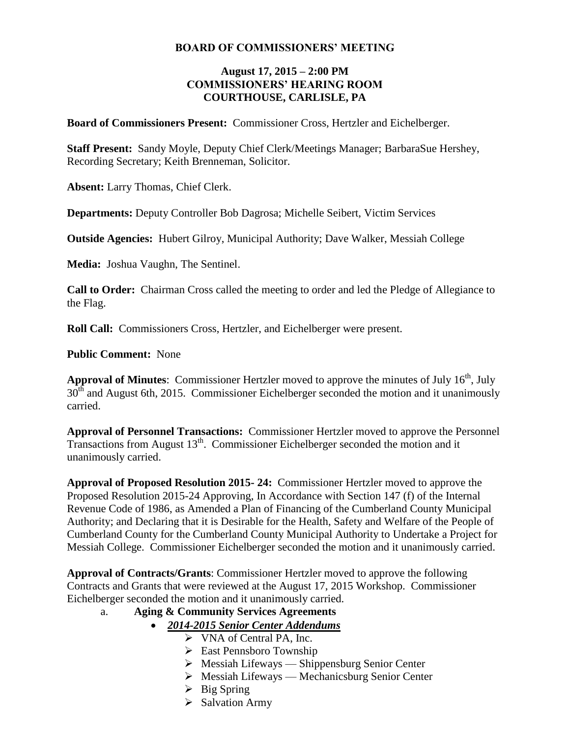# BOARD OF COMMISSIONERS' MEETING

### August 17, 2015 – 2:00 PM
### COMMISSIONERS' HEARING ROOM
### COURTHOUSE, CARLISLE, PA

**Board of Commissioners Present:** Commissioner Cross, Hertzler and Eichelberger.

**Staff Present:** Sandy Moyle, Deputy Chief Clerk/Meetings Manager; BarbaraSue Hershey, Recording Secretary; Keith Brenneman, Solicitor.

**Absent:** Larry Thomas, Chief Clerk.

**Departments:** Deputy Controller Bob Dagrosa; Michelle Seibert, Victim Services

**Outside Agencies:** Hubert Gilroy, Municipal Authority; Dave Walker, Messiah College

**Media:** Joshua Vaughn, The Sentinel.

**Call to Order:** Chairman Cross called the meeting to order and led the Pledge of Allegiance to the Flag.

**Roll Call:** Commissioners Cross, Hertzler, and Eichelberger were present.

**Public Comment:** None

**Approval of Minutes**: Commissioner Hertzler moved to approve the minutes of July 16th, July 30th and August 6th, 2015. Commissioner Eichelberger seconded the motion and it unanimously carried.

**Approval of Personnel Transactions:** Commissioner Hertzler moved to approve the Personnel Transactions from August 13th. Commissioner Eichelberger seconded the motion and it unanimously carried.

**Approval of Proposed Resolution 2015- 24:** Commissioner Hertzler moved to approve the Proposed Resolution 2015-24 Approving, In Accordance with Section 147 (f) of the Internal Revenue Code of 1986, as Amended a Plan of Financing of the Cumberland County Municipal Authority; and Declaring that it is Desirable for the Health, Safety and Welfare of the People of Cumberland County for the Cumberland County Municipal Authority to Undertake a Project for Messiah College. Commissioner Eichelberger seconded the motion and it unanimously carried.

**Approval of Contracts/Grants**: Commissioner Hertzler moved to approve the following Contracts and Grants that were reviewed at the August 17, 2015 Workshop. Commissioner Eichelberger seconded the motion and it unanimously carried.

a. **Aging & Community Services Agreements**
   - ***2014-2015 Senior Center Addendums***
     - VNA of Central PA, Inc.
     - East Pennsboro Township
     - Messiah Lifeways — Shippensburg Senior Center
     - Messiah Lifeways — Mechanicsburg Senior Center
     - Big Spring
     - Salvation Army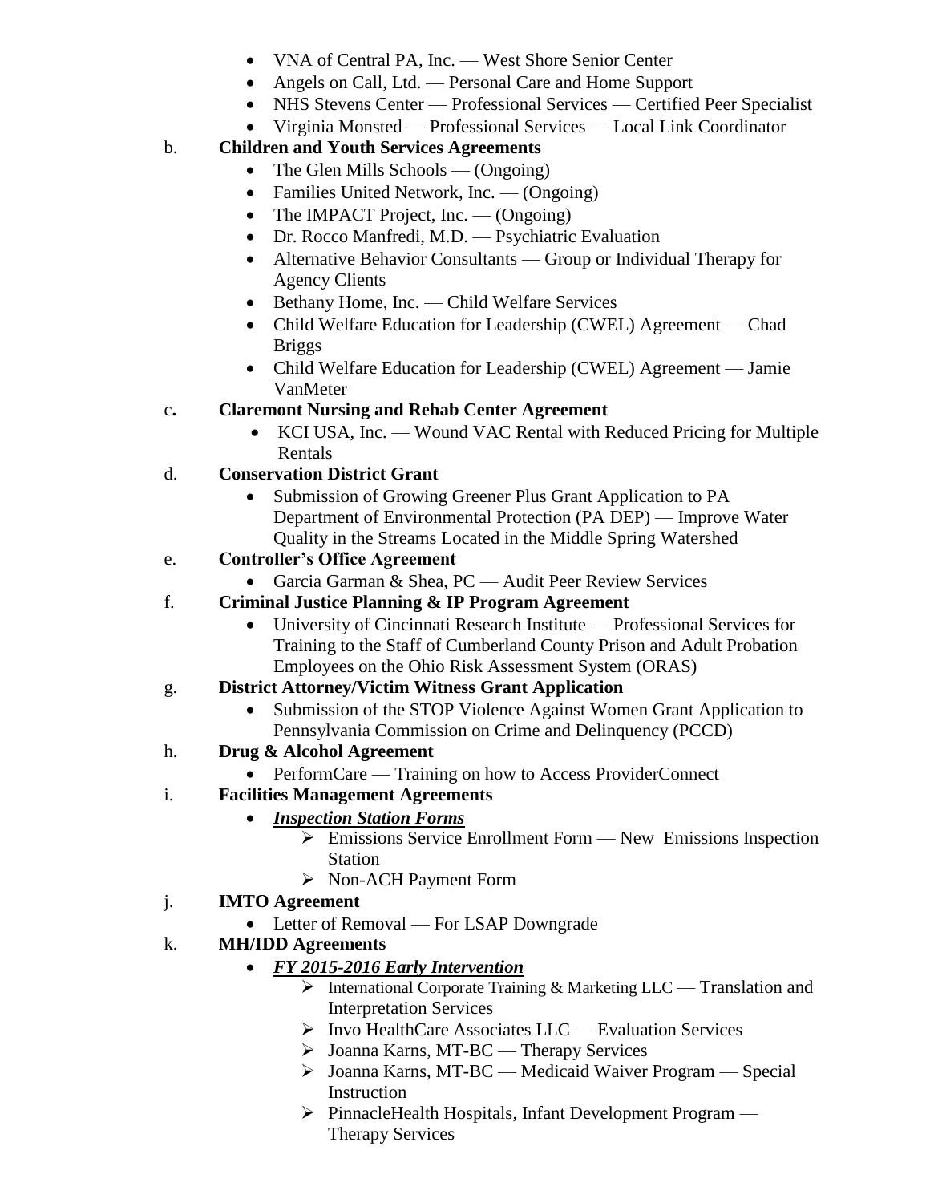- VNA of Central PA, Inc. — West Shore Senior Center
- Angels on Call, Ltd. — Personal Care and Home Support
- NHS Stevens Center — Professional Services — Certified Peer Specialist
- Virginia Monsted — Professional Services — Local Link Coordinator

b. **Children and Youth Services Agreements**

- The Glen Mills Schools — (Ongoing)
- Families United Network, Inc. — (Ongoing)
- The IMPACT Project, Inc. — (Ongoing)
- Dr. Rocco Manfredi, M.D. — Psychiatric Evaluation
- Alternative Behavior Consultants — Group or Individual Therapy for Agency Clients
- Bethany Home, Inc. — Child Welfare Services
- Child Welfare Education for Leadership (CWEL) Agreement — Chad Briggs
- Child Welfare Education for Leadership (CWEL) Agreement — Jamie VanMeter

c**.** **Claremont Nursing and Rehab Center Agreement**

- KCI USA, Inc. — Wound VAC Rental with Reduced Pricing for Multiple Rentals

d. **Conservation District Grant**

- Submission of Growing Greener Plus Grant Application to PA Department of Environmental Protection (PA DEP) — Improve Water Quality in the Streams Located in the Middle Spring Watershed

e. **Controller's Office Agreement**

- Garcia Garman & Shea, PC — Audit Peer Review Services

f. **Criminal Justice Planning & IP Program Agreement**

- University of Cincinnati Research Institute — Professional Services for Training to the Staff of Cumberland County Prison and Adult Probation Employees on the Ohio Risk Assessment System (ORAS)

g. **District Attorney/Victim Witness Grant Application**

- Submission of the STOP Violence Against Women Grant Application to Pennsylvania Commission on Crime and Delinquency (PCCD)

h. **Drug & Alcohol Agreement**

- PerformCare — Training on how to Access ProviderConnect

i. **Facilities Management Agreements**

- ***Inspection Station Forms***
  - Emissions Service Enrollment Form — New Emissions Inspection Station
  - Non-ACH Payment Form

j. **IMTO Agreement**

- Letter of Removal — For LSAP Downgrade

k. **MH/IDD Agreements**

- ***FY 2015-2016 Early Intervention***
  - International Corporate Training & Marketing LLC — Translation and Interpretation Services
  - Invo HealthCare Associates LLC — Evaluation Services
  - Joanna Karns, MT-BC — Therapy Services
  - Joanna Karns, MT-BC — Medicaid Waiver Program — Special Instruction
  - PinnacleHealth Hospitals, Infant Development Program — Therapy Services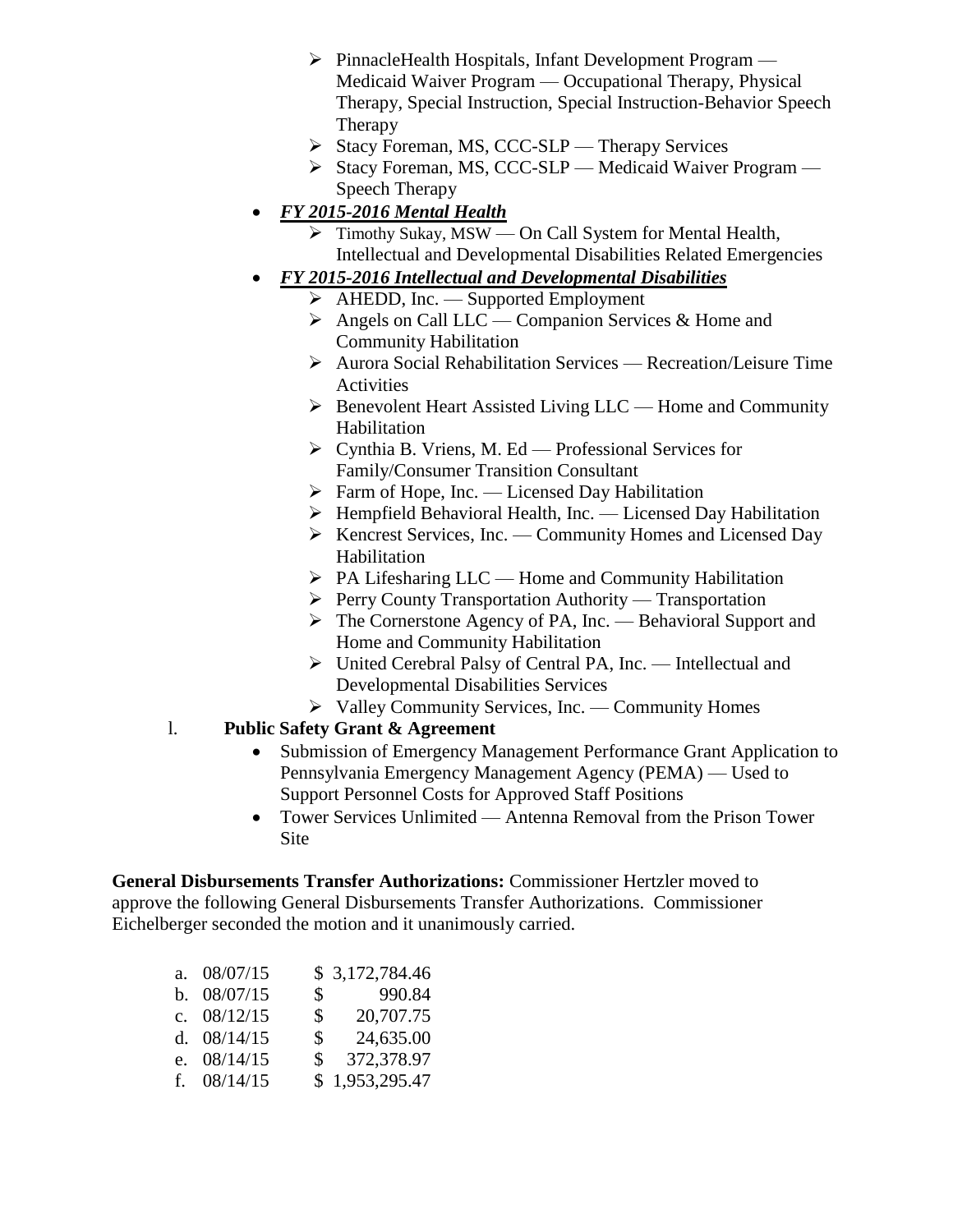- PinnacleHealth Hospitals, Infant Development Program — Medicaid Waiver Program — Occupational Therapy, Physical Therapy, Special Instruction, Special Instruction-Behavior Speech Therapy
- Stacy Foreman, MS, CCC-SLP — Therapy Services
- Stacy Foreman, MS, CCC-SLP — Medicaid Waiver Program — Speech Therapy

- ***<u>FY 2015-2016 Mental Health</u>***
  - Timothy Sukay, MSW — On Call System for Mental Health, Intellectual and Developmental Disabilities Related Emergencies
- ***<u>FY 2015-2016 Intellectual and Developmental Disabilities</u>***
  - AHEDD, Inc. — Supported Employment
  - Angels on Call LLC — Companion Services & Home and Community Habilitation
  - Aurora Social Rehabilitation Services — Recreation/Leisure Time Activities
  - Benevolent Heart Assisted Living LLC — Home and Community Habilitation
  - Cynthia B. Vriens, M. Ed — Professional Services for Family/Consumer Transition Consultant
  - Farm of Hope, Inc. — Licensed Day Habilitation
  - Hempfield Behavioral Health, Inc. — Licensed Day Habilitation
  - Kencrest Services, Inc. — Community Homes and Licensed Day Habilitation
  - PA Lifesharing LLC — Home and Community Habilitation
  - Perry County Transportation Authority — Transportation
  - The Cornerstone Agency of PA, Inc. — Behavioral Support and Home and Community Habilitation
  - United Cerebral Palsy of Central PA, Inc. — Intellectual and Developmental Disabilities Services
  - Valley Community Services, Inc. — Community Homes

l. **Public Safety Grant & Agreement**
- Submission of Emergency Management Performance Grant Application to Pennsylvania Emergency Management Agency (PEMA) — Used to Support Personnel Costs for Approved Staff Positions
- Tower Services Unlimited — Antenna Removal from the Prison Tower Site

**General Disbursements Transfer Authorizations:** Commissioner Hertzler moved to approve the following General Disbursements Transfer Authorizations. Commissioner Eichelberger seconded the motion and it unanimously carried.

a. 08/07/15 $ 3,172,784.46
b. 08/07/15 $ 990.84
c. 08/12/15 $ 20,707.75
d. 08/14/15 $ 24,635.00
e. 08/14/15 $ 372,378.97
f. 08/14/15 $ 1,953,295.47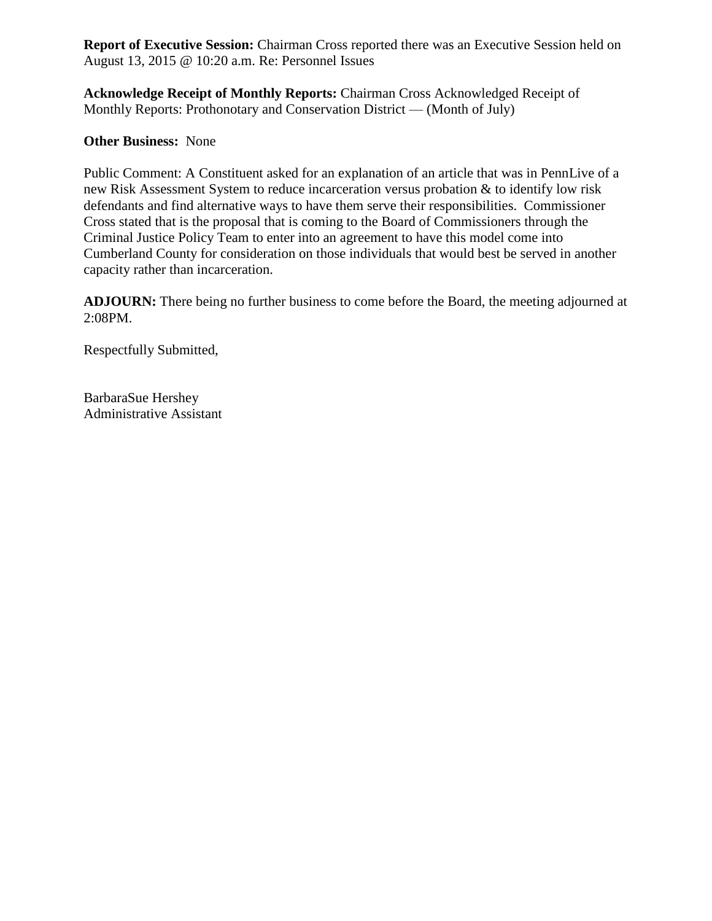**Report of Executive Session:** Chairman Cross reported there was an Executive Session held on August 13, 2015 @ 10:20 a.m. Re: Personnel Issues

**Acknowledge Receipt of Monthly Reports:** Chairman Cross Acknowledged Receipt of Monthly Reports: Prothonotary and Conservation District — (Month of July)

**Other Business:** None

Public Comment: A Constituent asked for an explanation of an article that was in PennLive of a new Risk Assessment System to reduce incarceration versus probation & to identify low risk defendants and find alternative ways to have them serve their responsibilities. Commissioner Cross stated that is the proposal that is coming to the Board of Commissioners through the Criminal Justice Policy Team to enter into an agreement to have this model come into Cumberland County for consideration on those individuals that would best be served in another capacity rather than incarceration.

**ADJOURN:** There being no further business to come before the Board, the meeting adjourned at 2:08PM.

Respectfully Submitted,

BarbaraSue Hershey
Administrative Assistant